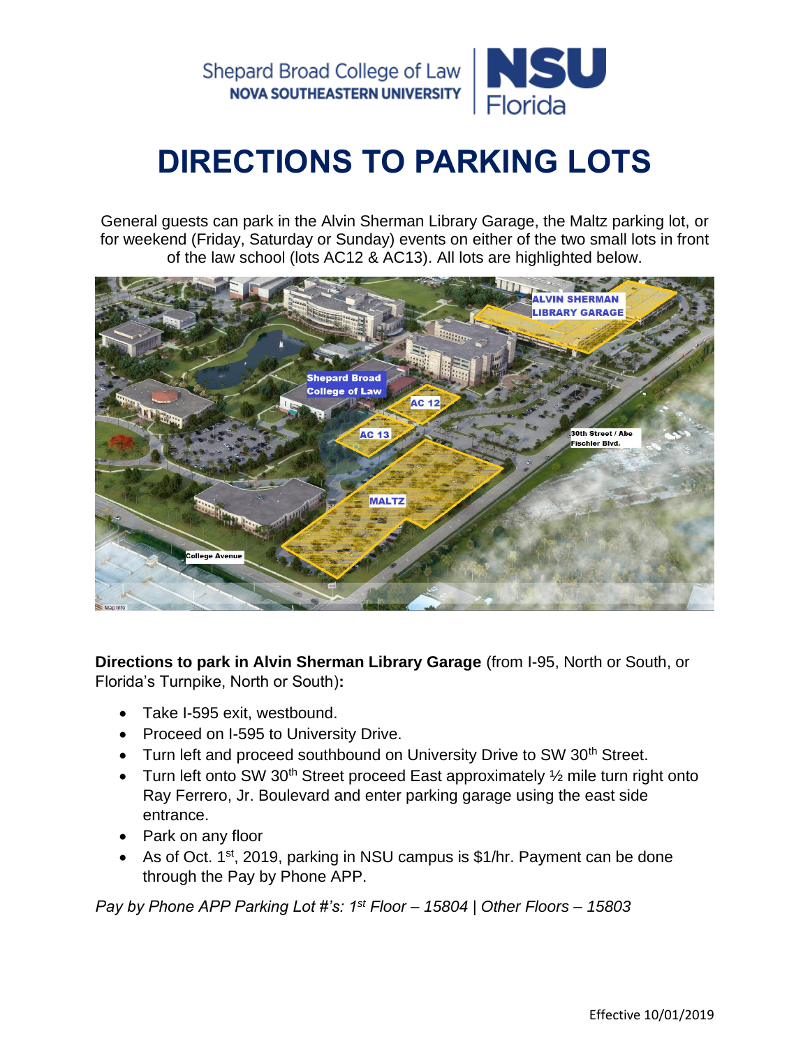Shepard Broad College of Law
NOVA SOUTHEASTERN UNIVERSITY

NSU Florida

# DIRECTIONS TO PARKING LOTS

General guests can park in the Alvin Sherman Library Garage, the Maltz parking lot, or for weekend (Friday, Saturday or Sunday) events on either of the two small lots in front of the law school (lots AC12 & AC13). All lots are highlighted below.

**Directions to park in Alvin Sherman Library Garage** (from I-95, North or South, or Florida's Turnpike, North or South)**:**

- Take I-595 exit, westbound.
- Proceed on I-595 to University Drive.
- Turn left and proceed southbound on University Drive to SW 30th Street.
- Turn left onto SW 30th Street proceed East approximately ½ mile turn right onto Ray Ferrero, Jr. Boulevard and enter parking garage using the east side entrance.
- Park on any floor
- As of Oct. 1st, 2019, parking in NSU campus is $1/hr. Payment can be done through the Pay by Phone APP.

*Pay by Phone APP Parking Lot #'s: 1st Floor – 15804 | Other Floors – 15803*

Effective 10/01/2019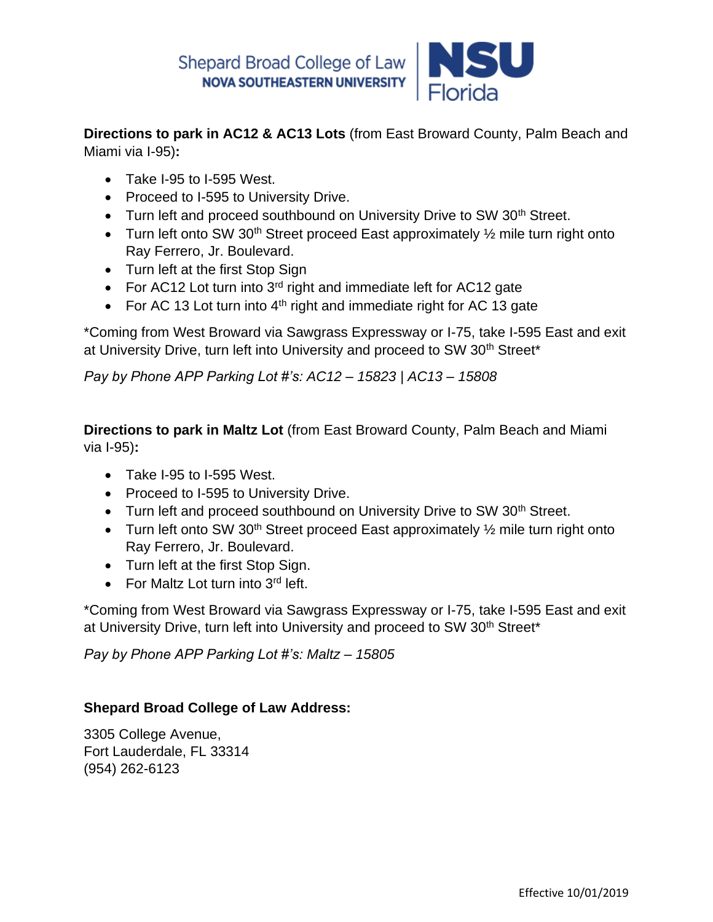Shepard Broad College of Law
NOVA SOUTHEASTERN UNIVERSITY
NSU Florida

**Directions to park in AC12 & AC13 Lots** (from East Broward County, Palm Beach and Miami via I-95)**:**

- Take I-95 to I-595 West.
- Proceed to I-595 to University Drive.
- Turn left and proceed southbound on University Drive to SW 30th Street.
- Turn left onto SW 30th Street proceed East approximately ½ mile turn right onto Ray Ferrero, Jr. Boulevard.
- Turn left at the first Stop Sign
- For AC12 Lot turn into 3rd right and immediate left for AC12 gate
- For AC 13 Lot turn into 4th right and immediate right for AC 13 gate

*Coming from West Broward via Sawgrass Expressway or I-75, take I-595 East and exit at University Drive, turn left into University and proceed to SW 30th Street*

*Pay by Phone APP Parking Lot #'s: AC12 – 15823 | AC13 – 15808*

**Directions to park in Maltz Lot** (from East Broward County, Palm Beach and Miami via I-95)**:**

- Take I-95 to I-595 West.
- Proceed to I-595 to University Drive.
- Turn left and proceed southbound on University Drive to SW 30th Street.
- Turn left onto SW 30th Street proceed East approximately ½ mile turn right onto Ray Ferrero, Jr. Boulevard.
- Turn left at the first Stop Sign.
- For Maltz Lot turn into 3rd left.

*Coming from West Broward via Sawgrass Expressway or I-75, take I-595 East and exit at University Drive, turn left into University and proceed to SW 30th Street*

*Pay by Phone APP Parking Lot #'s: Maltz – 15805*

**Shepard Broad College of Law Address:**

3305 College Avenue,
Fort Lauderdale, FL 33314
(954) 262-6123

Effective 10/01/2019